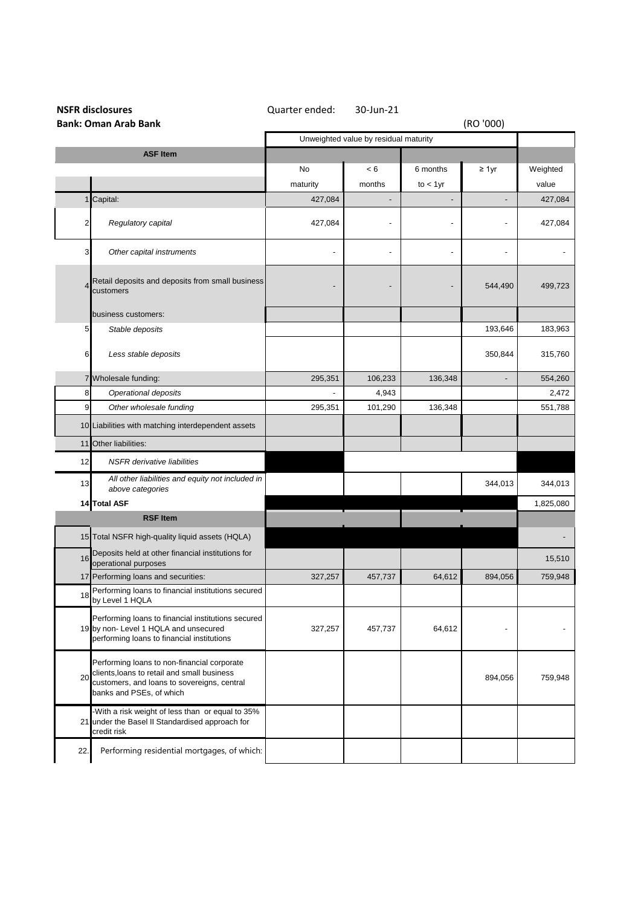**NSFR disclosures** Quarter ended: 30-Jun-21

**Bank: Oman Arab Bank** (RO '000)

| | | Unweighted value by residual maturity | | | | |
|---|---|---|---|---|---|---|
| | **ASF Item** | | | | | |
| | | No maturity | < 6 months | 6 months to < 1yr | ≥ 1yr | Weighted value |
| 1 | Capital: | 427,084 | - | - | - | 427,084 |
| 2 | *Regulatory capital* | 427,084 | - | - | - | 427,084 |
| 3 | *Other capital instruments* | - | - | - | - | - |
| 4 | Retail deposits and deposits from small business customers | - | - | - | 544,490 | 499,723 |
| | business customers: | | | | | |
| 5 | *Stable deposits* | | | | 193,646 | 183,963 |
| 6 | *Less stable deposits* | | | | 350,844 | 315,760 |
| 7 | Wholesale funding: | 295,351 | 106,233 | 136,348 | - | 554,260 |
| 8 | *Operational deposits* | - | 4,943 | | | 2,472 |
| 9 | *Other wholesale funding* | 295,351 | 101,290 | 136,348 | | 551,788 |
| 10 | Liabilities with matching interdependent assets | | | | | |
| 11 | Other liabilities: | | | | | |
| 12 | *NSFR derivative liabilities* | | | | | |
| 13 | *All other liabilities and equity not included in above categories* | | | | 344,013 | 344,013 |
| 14 | **Total ASF** | | | | | 1,825,080 |
| | **RSF Item** | | | | | |
| 15 | Total NSFR high-quality liquid assets (HQLA) | | | | | - |
| 16 | Deposits held at other financial institutions for operational purposes | | | | | 15,510 |
| 17 | Performing loans and securities: | 327,257 | 457,737 | 64,612 | 894,056 | 759,948 |
| 18 | Performing loans to financial institutions secured by Level 1 HQLA | | | | | |
| 19 | Performing loans to financial institutions secured by non- Level 1 HQLA and unsecured performing loans to financial institutions | 327,257 | 457,737 | 64,612 | - | - |
| 20 | Performing loans to non-financial corporate clients,loans to retail and small business customers, and loans to sovereigns, central banks and PSEs, of which | | | | 894,056 | 759,948 |
| 21 | -With a risk weight of less than or equal to 35% under the Basel II Standardised approach for credit risk | | | | | |
| 22. | Performing residential mortgages, of which: | | | | | |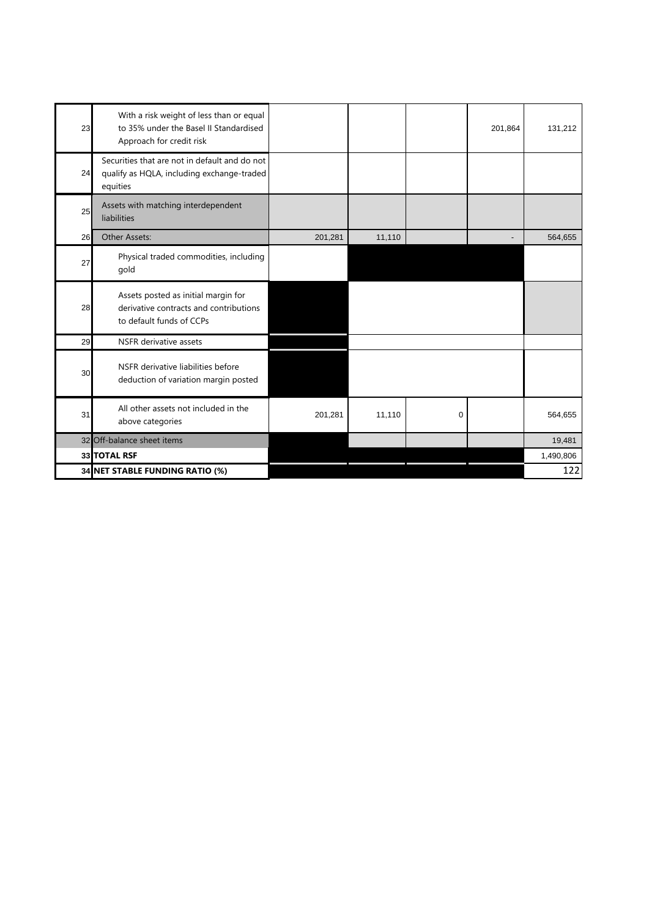| | | | | | | |
|---|---|---|---|---|---|---|
| 23 | With a risk weight of less than or equal to 35% under the Basel II Standardised Approach for credit risk | | | | 201,864 | 131,212 |
| 24 | Securities that are not in default and do not qualify as HQLA, including exchange-traded equities | | | | | |
| 25 | Assets with matching interdependent liabilities | | | | | |
| 26 | Other Assets: | 201,281 | 11,110 | | - | 564,655 |
| 27 | Physical traded commodities, including gold | | | | | |
| 28 | Assets posted as initial margin for derivative contracts and contributions to default funds of CCPs | | | | | |
| 29 | NSFR derivative assets | | | | | |
| 30 | NSFR derivative liabilities before deduction of variation margin posted | | | | | |
| 31 | All other assets not included in the above categories | 201,281 | 11,110 | 0 | | 564,655 |
| 32 | Off-balance sheet items | | | | | 19,481 |
| 33 | **TOTAL RSF** | | | | | 1,490,806 |
| 34 | **NET STABLE FUNDING RATIO (%)** | | | | | 122 |